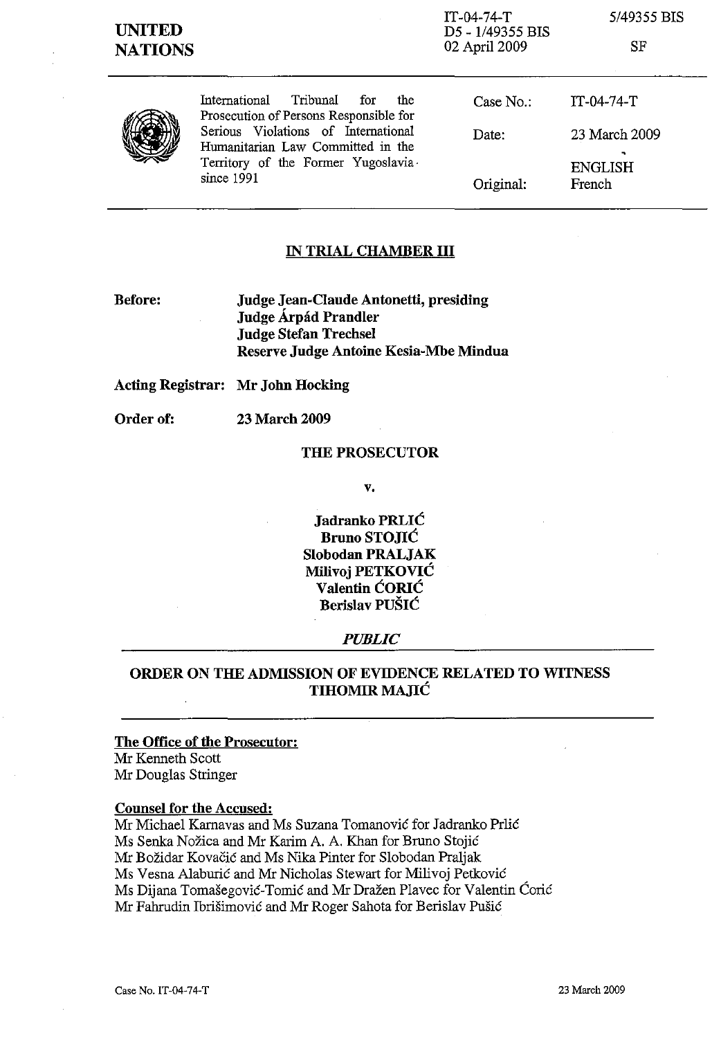UNITED NATIONS

IT-04-74-T
D5 - 1/49355 BIS
02 April 2009

5/49355 BIS

SF

International Tribunal for the Prosecution of Persons Responsible for Serious Violations of International Humanitarian Law Committed in the Territory of the Former Yugoslavia since 1991

| | |
|---|---|
| Case No.: | IT-04-74-T |
| Date: | 23 March 2009 |
| | ENGLISH |
| Original: | French |

## IN TRIAL CHAMBER III

**Before:** **Judge Jean-Claude Antonetti, presiding**
**Judge Árpád Prandler**
**Judge Stefan Trechsel**
**Reserve Judge Antoine Kesia-Mbe Mindua**

**Acting Registrar:** **Mr John Hocking**

**Order of:** **23 March 2009**

**THE PROSECUTOR**

**v.**

**Jadranko PRLIĆ**
**Bruno STOJIĆ**
**Slobodan PRALJAK**
**Milivoj PETKOVIĆ**
**Valentin ĆORIĆ**
**Berislav PUŠIĆ**

***PUBLIC***

## ORDER ON THE ADMISSION OF EVIDENCE RELATED TO WITNESS TIHOMIR MAJIĆ

**The Office of the Prosecutor:**
Mr Kenneth Scott
Mr Douglas Stringer

**Counsel for the Accused:**
Mr Michael Karnavas and Ms Suzana Tomanović for Jadranko Prlić
Ms Senka Nožica and Mr Karim A. A. Khan for Bruno Stojić
Mr Božidar Kovačić and Ms Nika Pinter for Slobodan Praljak
Ms Vesna Alaburić and Mr Nicholas Stewart for Milivoj Petković
Ms Dijana Tomašegović-Tomić and Mr Dražen Plavec for Valentin Ćorić
Mr Fahrudin Ibrišimović and Mr Roger Sahota for Berislav Pušić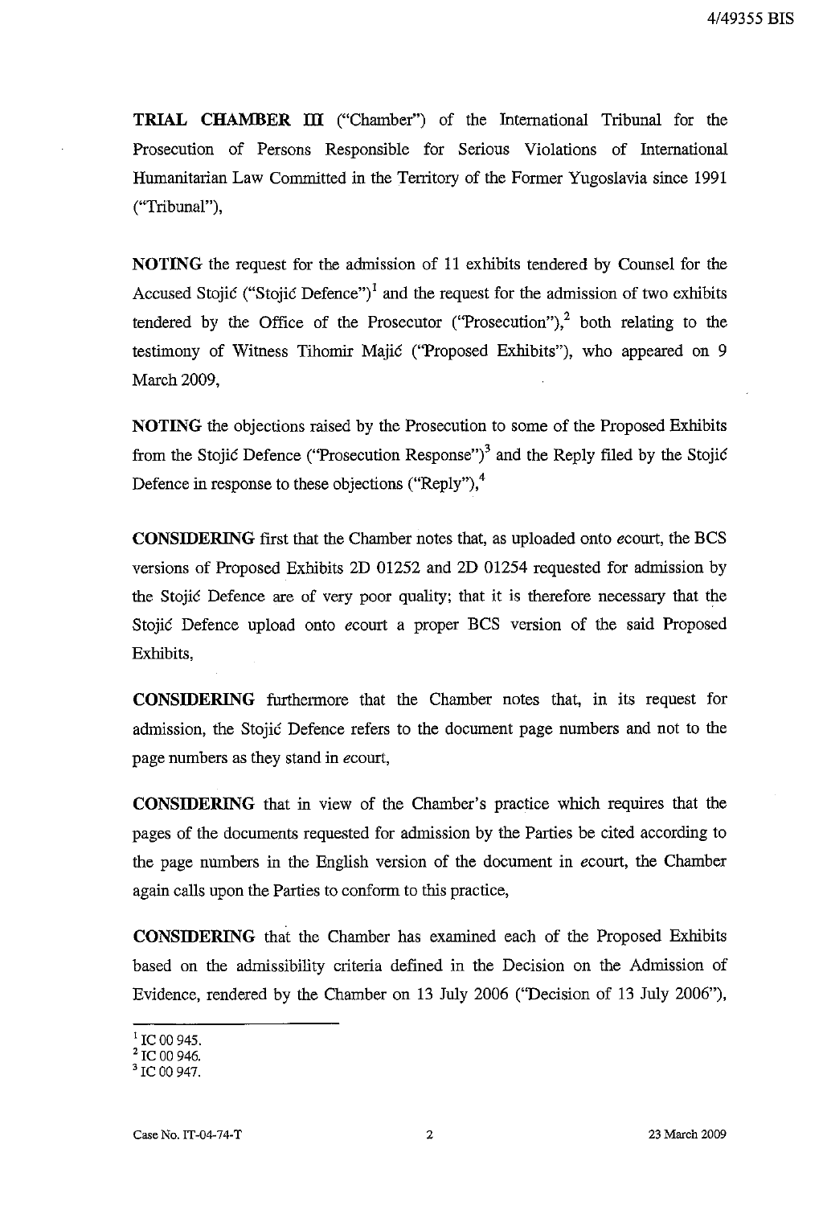**TRIAL CHAMBER III** ("Chamber") of the International Tribunal for the Prosecution of Persons Responsible for Serious Violations of International Humanitarian Law Committed in the Territory of the Former Yugoslavia since 1991 ("Tribunal"),

**NOTING** the request for the admission of 11 exhibits tendered by Counsel for the Accused Stojić ("Stojić Defence")[1] and the request for the admission of two exhibits tendered by the Office of the Prosecutor ("Prosecution"),[2] both relating to the testimony of Witness Tihomir Majić ("Proposed Exhibits"), who appeared on 9 March 2009,

**NOTING** the objections raised by the Prosecution to some of the Proposed Exhibits from the Stojić Defence ("Prosecution Response")[3] and the Reply filed by the Stojić Defence in response to these objections ("Reply"),[4]

**CONSIDERING** first that the Chamber notes that, as uploaded onto *e*court, the BCS versions of Proposed Exhibits 2D 01252 and 2D 01254 requested for admission by the Stojić Defence are of very poor quality; that it is therefore necessary that the Stojić Defence upload onto *e*court a proper BCS version of the said Proposed Exhibits,

**CONSIDERING** furthermore that the Chamber notes that, in its request for admission, the Stojić Defence refers to the document page numbers and not to the page numbers as they stand in *e*court,

**CONSIDERING** that in view of the Chamber's practice which requires that the pages of the documents requested for admission by the Parties be cited according to the page numbers in the English version of the document in *e*court, the Chamber again calls upon the Parties to conform to this practice,

**CONSIDERING** that the Chamber has examined each of the Proposed Exhibits based on the admissibility criteria defined in the Decision on the Admission of Evidence, rendered by the Chamber on 13 July 2006 ("Decision of 13 July 2006"),

---

[1] IC 00 945.
[2] IC 00 946.
[3] IC 00 947.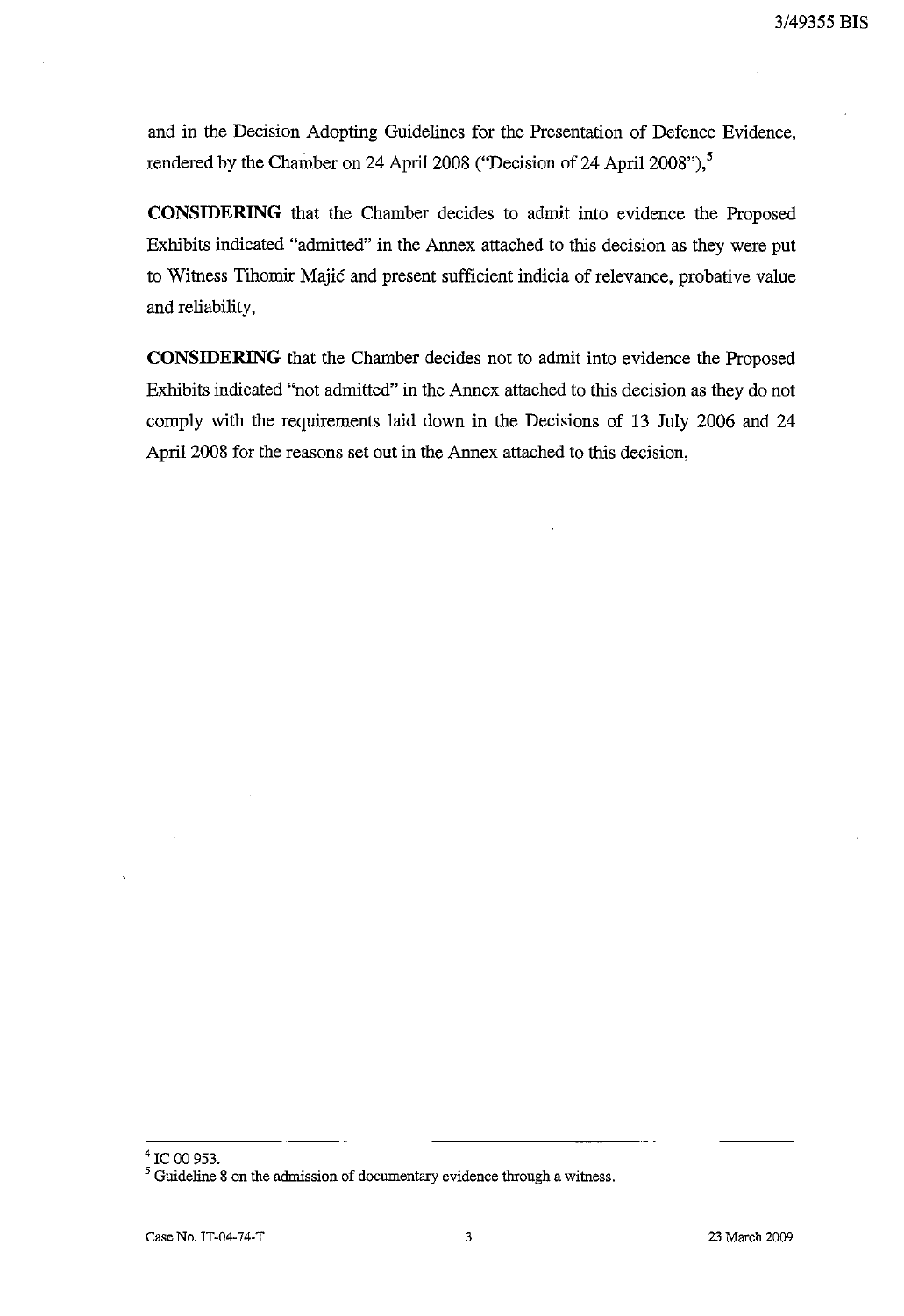and in the Decision Adopting Guidelines for the Presentation of Defence Evidence, rendered by the Chamber on 24 April 2008 ("Decision of 24 April 2008"),[5]

**CONSIDERING** that the Chamber decides to admit into evidence the Proposed Exhibits indicated "admitted" in the Annex attached to this decision as they were put to Witness Tihomir Majić and present sufficient indicia of relevance, probative value and reliability,

**CONSIDERING** that the Chamber decides not to admit into evidence the Proposed Exhibits indicated "not admitted" in the Annex attached to this decision as they do not comply with the requirements laid down in the Decisions of 13 July 2006 and 24 April 2008 for the reasons set out in the Annex attached to this decision,

---

[4] IC 00 953.

[5] Guideline 8 on the admission of documentary evidence through a witness.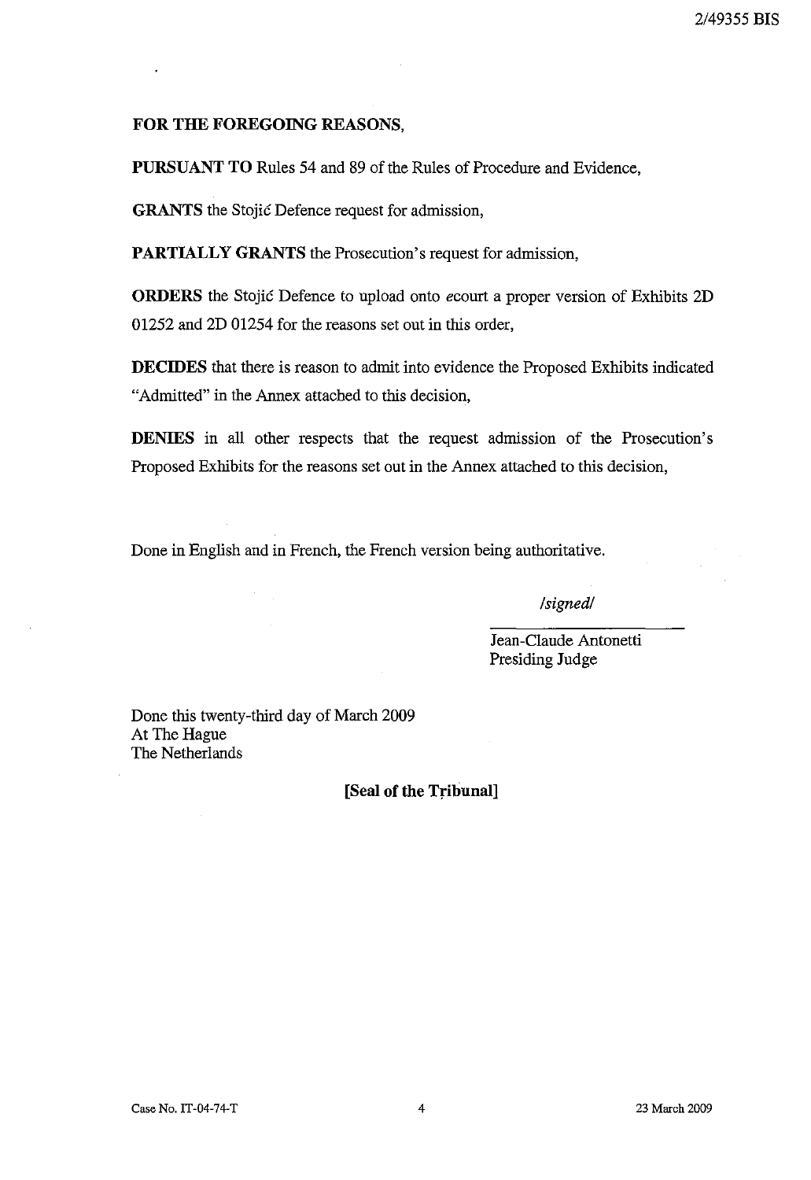**FOR THE FOREGOING REASONS,**

**PURSUANT TO** Rules 54 and 89 of the Rules of Procedure and Evidence,

**GRANTS** the Stojić Defence request for admission,

**PARTIALLY GRANTS** the Prosecution's request for admission,

**ORDERS** the Stojić Defence to upload onto *e*court a proper version of Exhibits 2D 01252 and 2D 01254 for the reasons set out in this order,

**DECIDES** that there is reason to admit into evidence the Proposed Exhibits indicated "Admitted" in the Annex attached to this decision,

**DENIES** in all other respects that the request admission of the Prosecution's Proposed Exhibits for the reasons set out in the Annex attached to this decision,

Done in English and in French, the French version being authoritative.

*/signed/*

Jean-Claude Antonetti
Presiding Judge

Done this twenty-third day of March 2009
At The Hague
The Netherlands

**[Seal of the Tribunal]**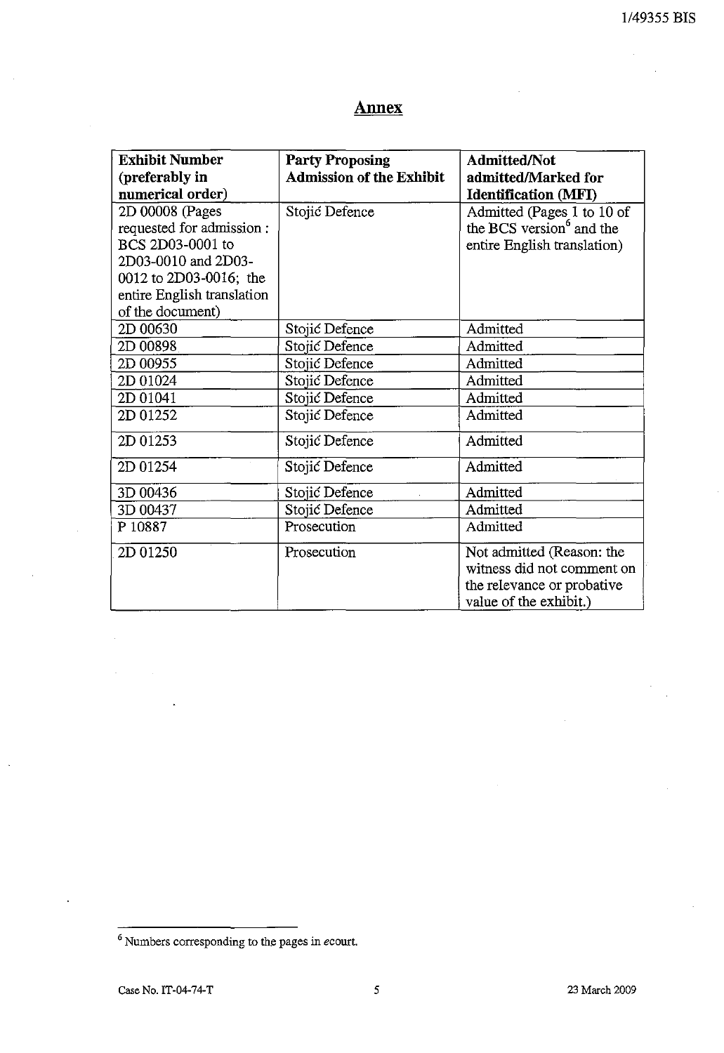## Annex

| Exhibit Number (preferably in numerical order) | Party Proposing Admission of the Exhibit | Admitted/Not admitted/Marked for Identification (MFI) |
| --- | --- | --- |
| 2D 00008 (Pages requested for admission : BCS 2D03-0001 to 2D03-0010 and 2D03-0012 to 2D03-0016; the entire English translation of the document) | Stojić Defence | Admitted (Pages 1 to 10 of the BCS version[6] and the entire English translation) |
| 2D 00630 | Stojić Defence | Admitted |
| 2D 00898 | Stojić Defence | Admitted |
| 2D 00955 | Stojić Defence | Admitted |
| 2D 01024 | Stojić Defence | Admitted |
| 2D 01041 | Stojić Defence | Admitted |
| 2D 01252 | Stojić Defence | Admitted |
| 2D 01253 | Stojić Defence | Admitted |
| 2D 01254 | Stojić Defence | Admitted |
| 3D 00436 | Stojić Defence | Admitted |
| 3D 00437 | Stojić Defence | Admitted |
| P 10887 | Prosecution | Admitted |
| 2D 01250 | Prosecution | Not admitted (Reason: the witness did not comment on the relevance or probative value of the exhibit.) |

[6] Numbers corresponding to the pages in ecourt.